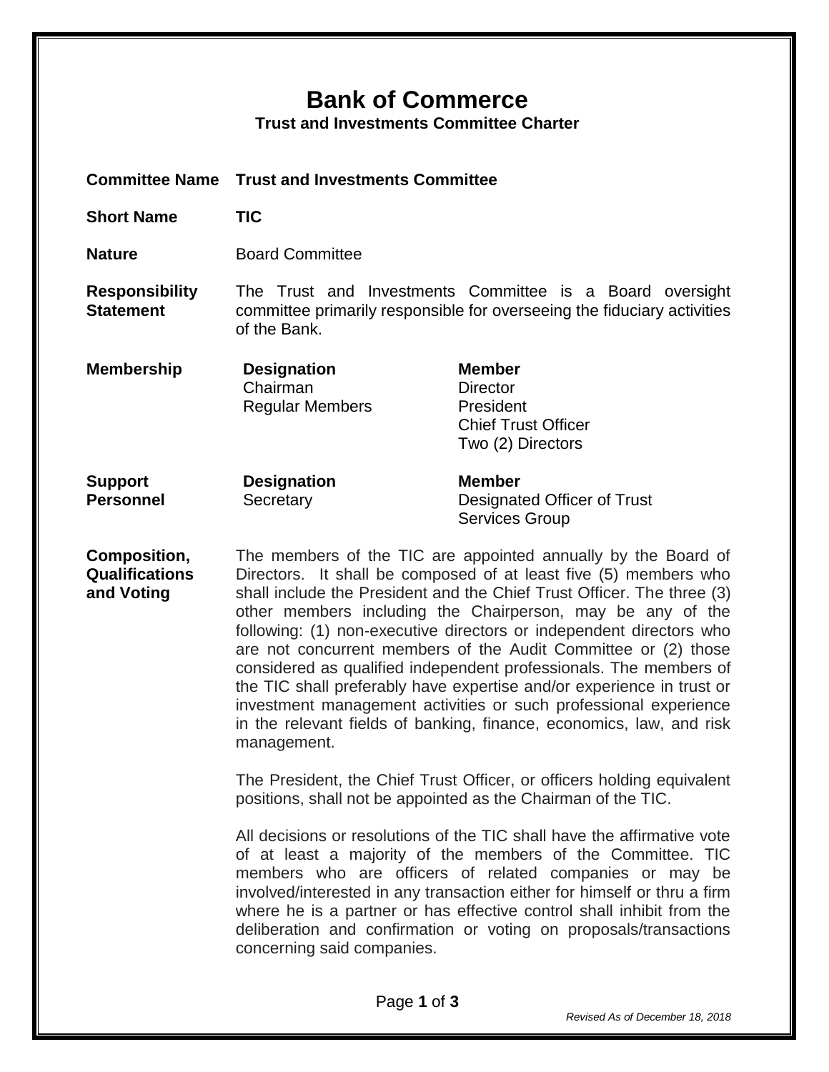# Bank of Commerce

## Trust and Investments Committee Charter

**Committee Name** **Trust and Investments Committee**

**Short Name** **TIC**

**Nature** Board Committee

**Responsibility Statement** The Trust and Investments Committee is a Board oversight committee primarily responsible for overseeing the fiduciary activities of the Bank.

**Membership**

| Designation | Member |
| --- | --- |
| Chairman | Director |
| Regular Members | President |
| | Chief Trust Officer |
| | Two (2) Directors |

**Support Personnel**

| Designation | Member |
| --- | --- |
| Secretary | Designated Officer of Trust Services Group |

**Composition, Qualifications and Voting**

The members of the TIC are appointed annually by the Board of Directors. It shall be composed of at least five (5) members who shall include the President and the Chief Trust Officer. The three (3) other members including the Chairperson, may be any of the following: (1) non-executive directors or independent directors who are not concurrent members of the Audit Committee or (2) those considered as qualified independent professionals. The members of the TIC shall preferably have expertise and/or experience in trust or investment management activities or such professional experience in the relevant fields of banking, finance, economics, law, and risk management.

The President, the Chief Trust Officer, or officers holding equivalent positions, shall not be appointed as the Chairman of the TIC.

All decisions or resolutions of the TIC shall have the affirmative vote of at least a majority of the members of the Committee. TIC members who are officers of related companies or may be involved/interested in any transaction either for himself or thru a firm where he is a partner or has effective control shall inhibit from the deliberation and confirmation or voting on proposals/transactions concerning said companies.

*Revised As of December 18, 2018*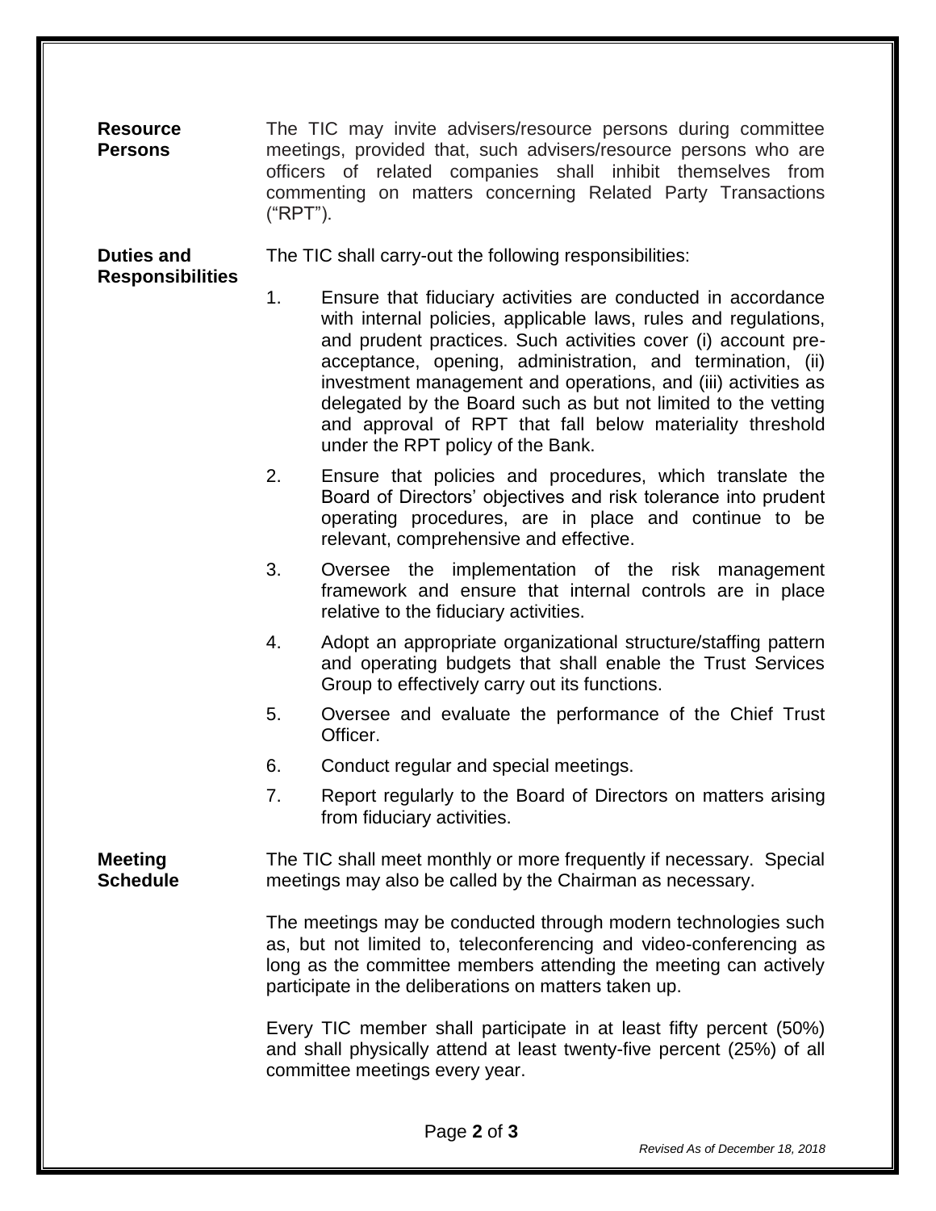**Resource Persons**

The TIC may invite advisers/resource persons during committee meetings, provided that, such advisers/resource persons who are officers of related companies shall inhibit themselves from commenting on matters concerning Related Party Transactions ("RPT").

**Duties and Responsibilities**

The TIC shall carry-out the following responsibilities:

1. Ensure that fiduciary activities are conducted in accordance with internal policies, applicable laws, rules and regulations, and prudent practices. Such activities cover (i) account pre-acceptance, opening, administration, and termination, (ii) investment management and operations, and (iii) activities as delegated by the Board such as but not limited to the vetting and approval of RPT that fall below materiality threshold under the RPT policy of the Bank.
2. Ensure that policies and procedures, which translate the Board of Directors' objectives and risk tolerance into prudent operating procedures, are in place and continue to be relevant, comprehensive and effective.
3. Oversee the implementation of the risk management framework and ensure that internal controls are in place relative to the fiduciary activities.
4. Adopt an appropriate organizational structure/staffing pattern and operating budgets that shall enable the Trust Services Group to effectively carry out its functions.
5. Oversee and evaluate the performance of the Chief Trust Officer.
6. Conduct regular and special meetings.
7. Report regularly to the Board of Directors on matters arising from fiduciary activities.

**Meeting Schedule**

The TIC shall meet monthly or more frequently if necessary. Special meetings may also be called by the Chairman as necessary.

The meetings may be conducted through modern technologies such as, but not limited to, teleconferencing and video-conferencing as long as the committee members attending the meeting can actively participate in the deliberations on matters taken up.

Every TIC member shall participate in at least fifty percent (50%) and shall physically attend at least twenty-five percent (25%) of all committee meetings every year.

*Revised As of December 18, 2018*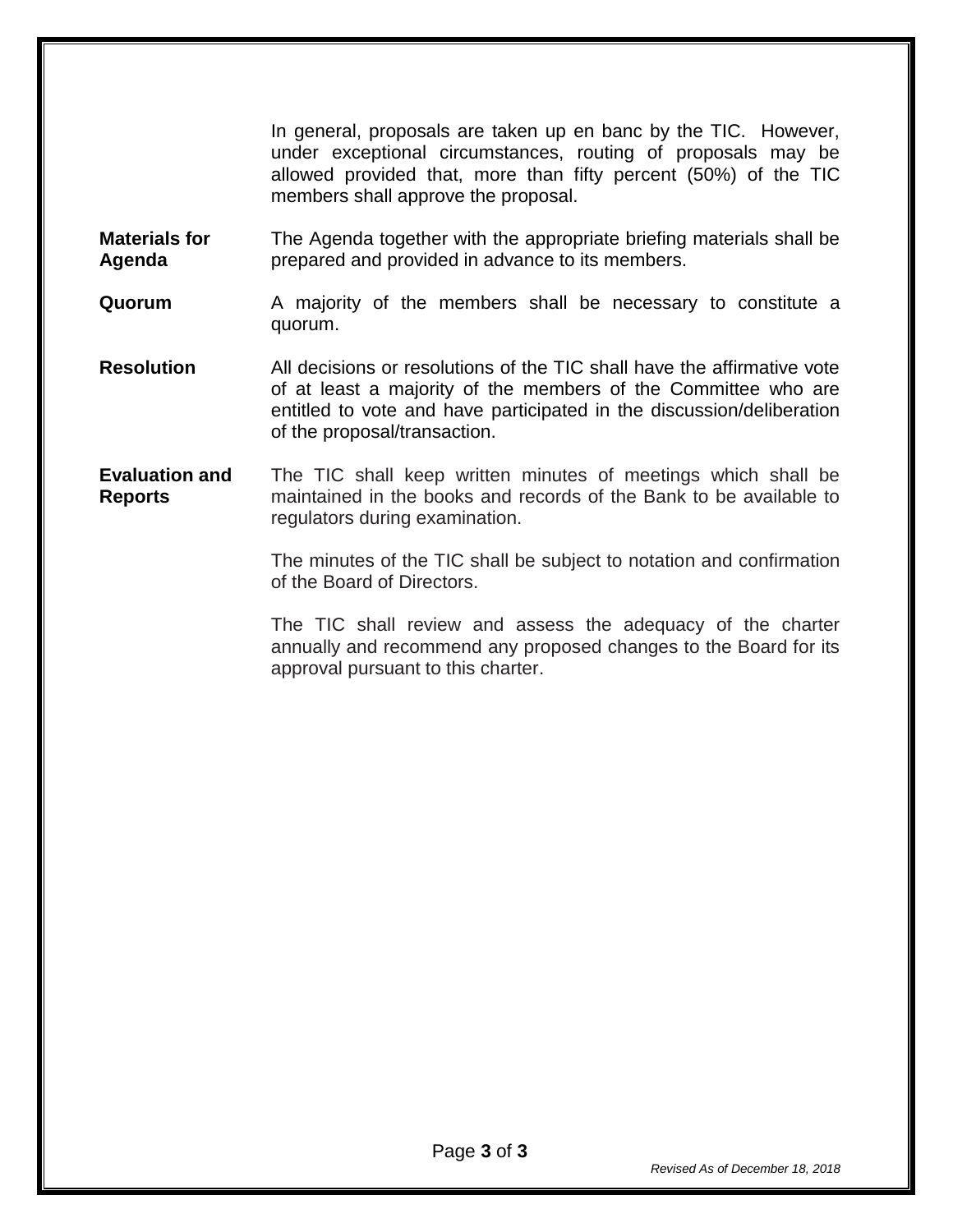In general, proposals are taken up en banc by the TIC. However, under exceptional circumstances, routing of proposals may be allowed provided that, more than fifty percent (50%) of the TIC members shall approve the proposal.

**Materials for Agenda**

The Agenda together with the appropriate briefing materials shall be prepared and provided in advance to its members.

**Quorum**

A majority of the members shall be necessary to constitute a quorum.

**Resolution**

All decisions or resolutions of the TIC shall have the affirmative vote of at least a majority of the members of the Committee who are entitled to vote and have participated in the discussion/deliberation of the proposal/transaction.

**Evaluation and Reports**

The TIC shall keep written minutes of meetings which shall be maintained in the books and records of the Bank to be available to regulators during examination.

The minutes of the TIC shall be subject to notation and confirmation of the Board of Directors.

The TIC shall review and assess the adequacy of the charter annually and recommend any proposed changes to the Board for its approval pursuant to this charter.

*Revised As of December 18, 2018*